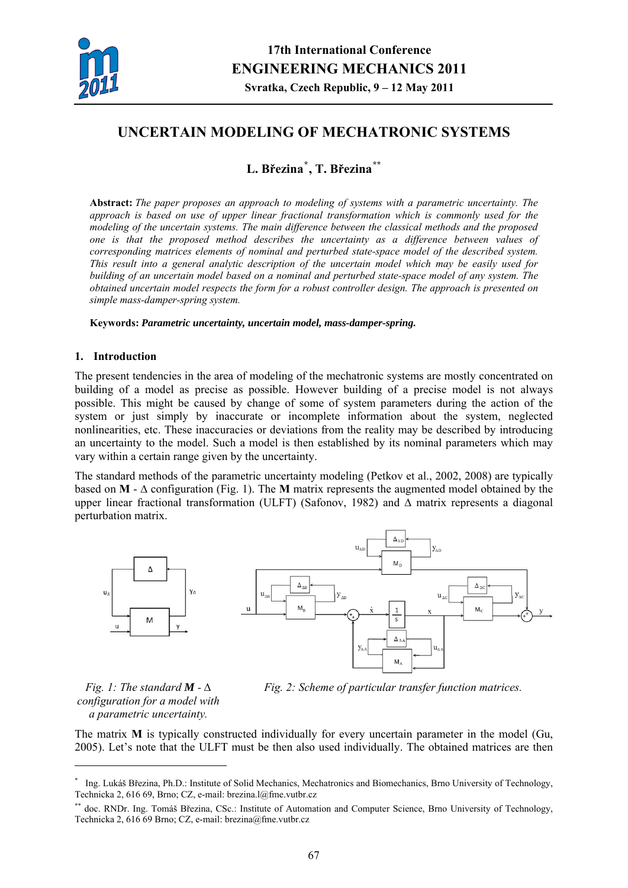# UNCERTAIN MODELING OF MECHATRONIC SYSTEMS

**L. Březina[\*], T. Březina[\*\*]**

**Abstract:** *The paper proposes an approach to modeling of systems with a parametric uncertainty. The approach is based on use of upper linear fractional transformation which is commonly used for the modeling of the uncertain systems. The main difference between the classical methods and the proposed one is that the proposed method describes the uncertainty as a difference between values of corresponding matrices elements of nominal and perturbed state-space model of the described system. This result into a general analytic description of the uncertain model which may be easily used for building of an uncertain model based on a nominal and perturbed state-space model of any system. The obtained uncertain model respects the form for a robust controller design. The approach is presented on simple mass-damper-spring system.*

**Keywords:** ***Parametric uncertainty, uncertain model, mass-damper-spring.***

## 1. Introduction

The present tendencies in the area of modeling of the mechatronic systems are mostly concentrated on building of a model as precise as possible. However building of a precise model is not always possible. This might be caused by change of some of system parameters during the action of the system or just simply by inaccurate or incomplete information about the system, neglected nonlinearities, etc. These inaccuracies or deviations from the reality may be described by introducing an uncertainty to the model. Such a model is then established by its nominal parameters which may vary within a certain range given by the uncertainty.

The standard methods of the parametric uncertainty modeling (Petkov et al., 2002, 2008) are typically based on **M** - $\Delta$ configuration (Fig. 1). The **M** matrix represents the augmented model obtained by the upper linear fractional transformation (ULFT) (Safonov, 1982) and $\Delta$ matrix represents a diagonal perturbation matrix.

*Fig. 1: The standard* ***M*** *-* $\Delta$ *configuration for a model with a parametric uncertainty.*

*Fig. 2: Scheme of particular transfer function matrices.*

The matrix **M** is typically constructed individually for every uncertain parameter in the model (Gu, 2005). Let's note that the ULFT must be then also used individually. The obtained matrices are then

---

[\*] Ing. Lukáš Březina, Ph.D.: Institute of Solid Mechanics, Mechatronics and Biomechanics, Brno University of Technology, Technicka 2, 616 69, Brno; CZ, e-mail: brezina.l@fme.vutbr.cz

[\*\*] doc. RNDr. Ing. Tomáš Březina, CSc.: Institute of Automation and Computer Science, Brno University of Technology, Technicka 2, 616 69 Brno; CZ, e-mail: brezina@fme.vutbr.cz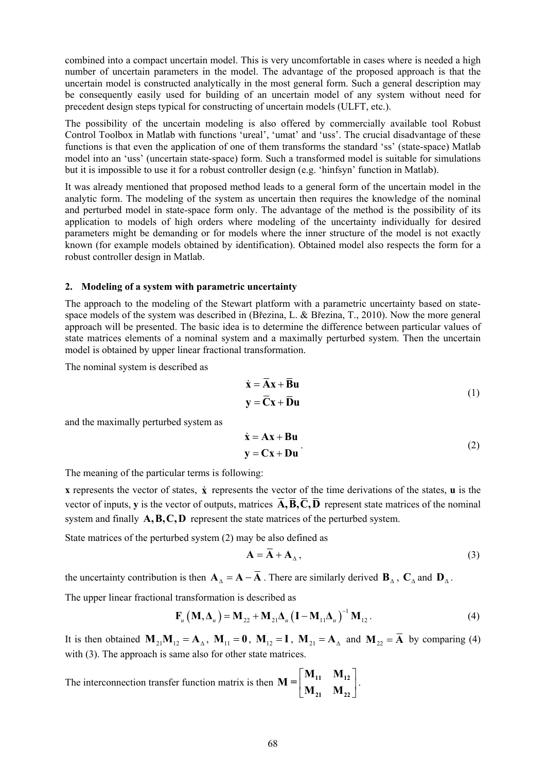combined into a compact uncertain model. This is very uncomfortable in cases where is needed a high number of uncertain parameters in the model. The advantage of the proposed approach is that the uncertain model is constructed analytically in the most general form. Such a general description may be consequently easily used for building of an uncertain model of any system without need for precedent design steps typical for constructing of uncertain models (ULFT, etc.).

The possibility of the uncertain modeling is also offered by commercially available tool Robust Control Toolbox in Matlab with functions 'ureal', 'umat' and 'uss'. The crucial disadvantage of these functions is that even the application of one of them transforms the standard 'ss' (state-space) Matlab model into an 'uss' (uncertain state-space) form. Such a transformed model is suitable for simulations but it is impossible to use it for a robust controller design (e.g. 'hinfsyn' function in Matlab).

It was already mentioned that proposed method leads to a general form of the uncertain model in the analytic form. The modeling of the system as uncertain then requires the knowledge of the nominal and perturbed model in state-space form only. The advantage of the method is the possibility of its application to models of high orders where modeling of the uncertainty individually for desired parameters might be demanding or for models where the inner structure of the model is not exactly known (for example models obtained by identification). Obtained model also respects the form for a robust controller design in Matlab.

## 2. Modeling of a system with parametric uncertainty

The approach to the modeling of the Stewart platform with a parametric uncertainty based on state-space models of the system was described in (Březina, L. & Březina, T., 2010). Now the more general approach will be presented. The basic idea is to determine the difference between particular values of state matrices elements of a nominal system and a maximally perturbed system. Then the uncertain model is obtained by upper linear fractional transformation.

The nominal system is described as

$$\begin{aligned} \dot{\mathbf{x}} &= \overline{\mathbf{A}}\mathbf{x} + \overline{\mathbf{B}}\mathbf{u} \\ \mathbf{y} &= \overline{\mathbf{C}}\mathbf{x} + \overline{\mathbf{D}}\mathbf{u} \end{aligned} \tag{1}$$

and the maximally perturbed system as

$$\begin{aligned} \dot{\mathbf{x}} &= \mathbf{A}\mathbf{x} + \mathbf{B}\mathbf{u} \\ \mathbf{y} &= \mathbf{C}\mathbf{x} + \mathbf{D}\mathbf{u} \end{aligned} . \tag{2}$$

The meaning of the particular terms is following:

$\mathbf{x}$ represents the vector of states, $\dot{\mathbf{x}}$ represents the vector of the time derivations of the states, $\mathbf{u}$ is the vector of inputs, $\mathbf{y}$ is the vector of outputs, matrices $\overline{\mathbf{A}}, \overline{\mathbf{B}}, \overline{\mathbf{C}}, \overline{\mathbf{D}}$ represent state matrices of the nominal system and finally $\mathbf{A}, \mathbf{B}, \mathbf{C}, \mathbf{D}$ represent the state matrices of the perturbed system.

State matrices of the perturbed system (2) may be also defined as

$$\mathbf{A} = \overline{\mathbf{A}} + \mathbf{A}_{\Delta}, \tag{3}$$

the uncertainty contribution is then $\mathbf{A}_{\Delta} = \mathbf{A} - \overline{\mathbf{A}}$. There are similarly derived $\mathbf{B}_{\Delta}$, $\mathbf{C}_{\Delta}$ and $\mathbf{D}_{\Delta}$.

The upper linear fractional transformation is described as

$$\mathbf{F}_u\left(\mathbf{M}, \mathbf{\Delta}_u\right) = \mathbf{M}_{22} + \mathbf{M}_{21}\mathbf{\Delta}_u\left(\mathbf{I} - \mathbf{M}_{11}\mathbf{\Delta}_u\right)^{-1}\mathbf{M}_{12}. \tag{4}$$

It is then obtained $\mathbf{M}_{21}\mathbf{M}_{12} = \mathbf{A}_{\Delta}$, $\mathbf{M}_{11} = \mathbf{0}$, $\mathbf{M}_{12} = \mathbf{I}$, $\mathbf{M}_{21} = \mathbf{A}_{\Delta}$ and $\mathbf{M}_{22} = \overline{\mathbf{A}}$ by comparing (4) with (3). The approach is same also for other state matrices.

The interconnection transfer function matrix is then $\mathbf{M} = \begin{bmatrix} \mathbf{M}_{11} & \mathbf{M}_{12} \\ \mathbf{M}_{21} & \mathbf{M}_{22} \end{bmatrix}$.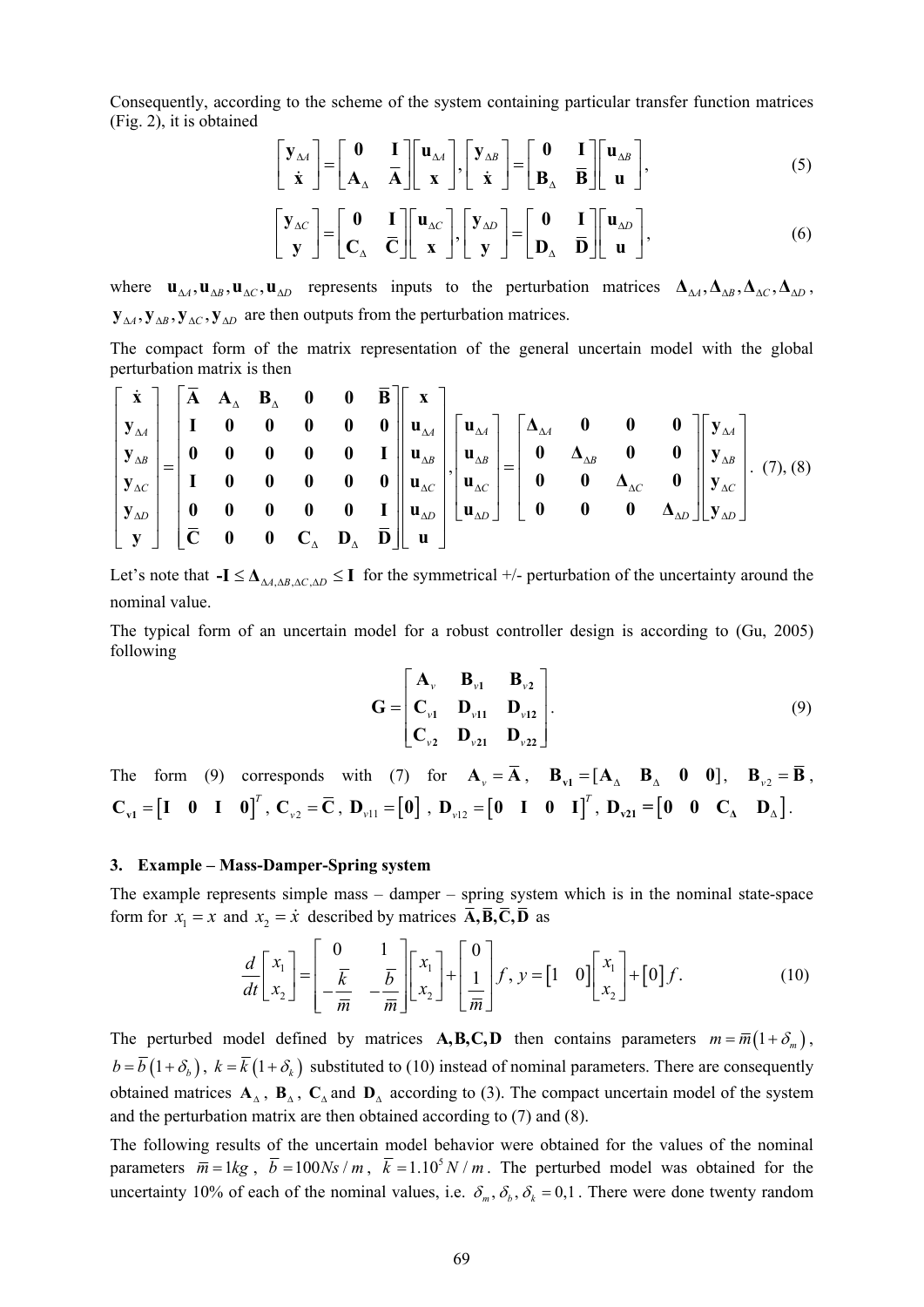Consequently, according to the scheme of the system containing particular transfer function matrices (Fig. 2), it is obtained

$$\begin{bmatrix} \mathbf{y}_{\Delta A} \\ \dot{\mathbf{x}} \end{bmatrix} = \begin{bmatrix} \mathbf{0} & \mathbf{I} \\ \mathbf{A}_{\Delta} & \overline{\mathbf{A}} \end{bmatrix} \begin{bmatrix} \mathbf{u}_{\Delta A} \\ \mathbf{x} \end{bmatrix}, \begin{bmatrix} \mathbf{y}_{\Delta B} \\ \dot{\mathbf{x}} \end{bmatrix} = \begin{bmatrix} \mathbf{0} & \mathbf{I} \\ \mathbf{B}_{\Delta} & \overline{\mathbf{B}} \end{bmatrix} \begin{bmatrix} \mathbf{u}_{\Delta B} \\ \mathbf{u} \end{bmatrix}, \tag{5}$$

$$\begin{bmatrix} \mathbf{y}_{\Delta C} \\ \mathbf{y} \end{bmatrix} = \begin{bmatrix} \mathbf{0} & \mathbf{I} \\ \mathbf{C}_{\Delta} & \overline{\mathbf{C}} \end{bmatrix} \begin{bmatrix} \mathbf{u}_{\Delta C} \\ \mathbf{x} \end{bmatrix}, \begin{bmatrix} \mathbf{y}_{\Delta D} \\ \mathbf{y} \end{bmatrix} = \begin{bmatrix} \mathbf{0} & \mathbf{I} \\ \mathbf{D}_{\Delta} & \overline{\mathbf{D}} \end{bmatrix} \begin{bmatrix} \mathbf{u}_{\Delta D} \\ \mathbf{u} \end{bmatrix}, \tag{6}$$

where $\mathbf{u}_{\Delta A}, \mathbf{u}_{\Delta B}, \mathbf{u}_{\Delta C}, \mathbf{u}_{\Delta D}$ represents inputs to the perturbation matrices $\mathbf{\Delta}_{\Delta A}, \mathbf{\Delta}_{\Delta B}, \mathbf{\Delta}_{\Delta C}, \mathbf{\Delta}_{\Delta D}$, $\mathbf{y}_{\Delta A}, \mathbf{y}_{\Delta B}, \mathbf{y}_{\Delta C}, \mathbf{y}_{\Delta D}$ are then outputs from the perturbation matrices.

The compact form of the matrix representation of the general uncertain model with the global perturbation matrix is then

$$\begin{bmatrix} \dot{\mathbf{x}} \\ \mathbf{y}_{\Delta A} \\ \mathbf{y}_{\Delta B} \\ \mathbf{y}_{\Delta C} \\ \mathbf{y}_{\Delta D} \\ \mathbf{y} \end{bmatrix} = \begin{bmatrix} \overline{\mathbf{A}} & \mathbf{A}_{\Delta} & \mathbf{B}_{\Delta} & \mathbf{0} & \mathbf{0} & \overline{\mathbf{B}} \\ \mathbf{I} & \mathbf{0} & \mathbf{0} & \mathbf{0} & \mathbf{0} & \mathbf{0} \\ \mathbf{0} & \mathbf{0} & \mathbf{0} & \mathbf{0} & \mathbf{0} & \mathbf{I} \\ \mathbf{I} & \mathbf{0} & \mathbf{0} & \mathbf{0} & \mathbf{0} & \mathbf{0} \\ \mathbf{0} & \mathbf{0} & \mathbf{0} & \mathbf{0} & \mathbf{0} & \mathbf{I} \\ \overline{\mathbf{C}} & \mathbf{0} & \mathbf{0} & \mathbf{C}_{\Delta} & \mathbf{D}_{\Delta} & \overline{\mathbf{D}} \end{bmatrix} \begin{bmatrix} \mathbf{x} \\ \mathbf{u}_{\Delta A} \\ \mathbf{u}_{\Delta B} \\ \mathbf{u}_{\Delta C} \\ \mathbf{u}_{\Delta D} \\ \mathbf{u} \end{bmatrix}, \begin{bmatrix} \mathbf{u}_{\Delta A} \\ \mathbf{u}_{\Delta B} \\ \mathbf{u}_{\Delta C} \\ \mathbf{u}_{\Delta D} \end{bmatrix} = \begin{bmatrix} \mathbf{\Delta}_{\Delta A} & \mathbf{0} & \mathbf{0} & \mathbf{0} \\ \mathbf{0} & \mathbf{\Delta}_{\Delta B} & \mathbf{0} & \mathbf{0} \\ \mathbf{0} & \mathbf{0} & \mathbf{\Delta}_{\Delta C} & \mathbf{0} \\ \mathbf{0} & \mathbf{0} & \mathbf{0} & \mathbf{\Delta}_{\Delta D} \end{bmatrix} \begin{bmatrix} \mathbf{y}_{\Delta A} \\ \mathbf{y}_{\Delta B} \\ \mathbf{y}_{\Delta C} \\ \mathbf{y}_{\Delta D} \end{bmatrix}. \tag{7, 8}$$

Let's note that $-\mathbf{I} \le \mathbf{\Delta}_{\Delta A, \Delta B, \Delta C, \Delta D} \le \mathbf{I}$ for the symmetrical +/- perturbation of the uncertainty around the nominal value.

The typical form of an uncertain model for a robust controller design is according to (Gu, 2005) following

$$\mathbf{G} = \begin{bmatrix} \mathbf{A}_{v} & \mathbf{B}_{v\mathbf{1}} & \mathbf{B}_{v\mathbf{2}} \\ \mathbf{C}_{v\mathbf{1}} & \mathbf{D}_{v\mathbf{11}} & \mathbf{D}_{v\mathbf{12}} \\ \mathbf{C}_{v\mathbf{2}} & \mathbf{D}_{v\mathbf{21}} & \mathbf{D}_{v\mathbf{22}} \end{bmatrix}. \tag{9}$$

The form (9) corresponds with (7) for $\mathbf{A}_{v} = \overline{\mathbf{A}}$, $\mathbf{B}_{\mathbf{v1}} = [\mathbf{A}_{\Delta} \quad \mathbf{B}_{\Delta} \quad \mathbf{0} \quad \mathbf{0}]$, $\mathbf{B}_{v2} = \overline{\mathbf{B}}$, $\mathbf{C}_{\mathbf{v1}} = \begin{bmatrix} \mathbf{I} & \mathbf{0} & \mathbf{I} & \mathbf{0} \end{bmatrix}^{T}$, $\mathbf{C}_{v2} = \overline{\mathbf{C}}$, $\mathbf{D}_{v11} = [\mathbf{0}]$, $\mathbf{D}_{v12} = \begin{bmatrix} \mathbf{0} & \mathbf{I} & \mathbf{0} & \mathbf{I} \end{bmatrix}^{T}$, $\mathbf{D}_{\mathbf{v21}} = \begin{bmatrix} \mathbf{0} & \mathbf{0} & \mathbf{C}_{\mathbf{\Delta}} & \mathbf{D}_{\Delta} \end{bmatrix}$.

## 3. Example – Mass-Damper-Spring system

The example represents simple mass – damper – spring system which is in the nominal state-space form for $x_1 = x$ and $x_2 = \dot{x}$ described by matrices $\overline{\mathbf{A}}, \overline{\mathbf{B}}, \overline{\mathbf{C}}, \overline{\mathbf{D}}$ as

$$\frac{d}{dt}\begin{bmatrix} x_1 \\ x_2 \end{bmatrix} = \begin{bmatrix} 0 & 1 \\ -\dfrac{k}{m} & -\dfrac{b}{m} \end{bmatrix} \begin{bmatrix} x_1 \\ x_2 \end{bmatrix} + \begin{bmatrix} 0 \\ \dfrac{1}{m} \end{bmatrix} f, \; y = \begin{bmatrix} 1 & 0 \end{bmatrix} \begin{bmatrix} x_1 \\ x_2 \end{bmatrix} + \begin{bmatrix} 0 \end{bmatrix} f. \tag{10}$$

The perturbed model defined by matrices $\mathbf{A}, \mathbf{B}, \mathbf{C}, \mathbf{D}$ then contains parameters $m = \overline{m}(1 + \delta_m)$, $b = \overline{b}(1 + \delta_b)$, $k = \overline{k}(1 + \delta_k)$ substituted to (10) instead of nominal parameters. There are consequently obtained matrices $\mathbf{A}_{\Delta}$, $\mathbf{B}_{\Delta}$, $\mathbf{C}_{\Delta}$ and $\mathbf{D}_{\Delta}$ according to (3). The compact uncertain model of the system and the perturbation matrix are then obtained according to (7) and (8).

The following results of the uncertain model behavior were obtained for the values of the nominal parameters $\overline{m} = 1kg$, $\overline{b} = 100Ns/m$, $\overline{k} = 1.10^5 N/m$. The perturbed model was obtained for the uncertainty 10% of each of the nominal values, i.e. $\delta_m, \delta_b, \delta_k = 0{,}1$. There were done twenty random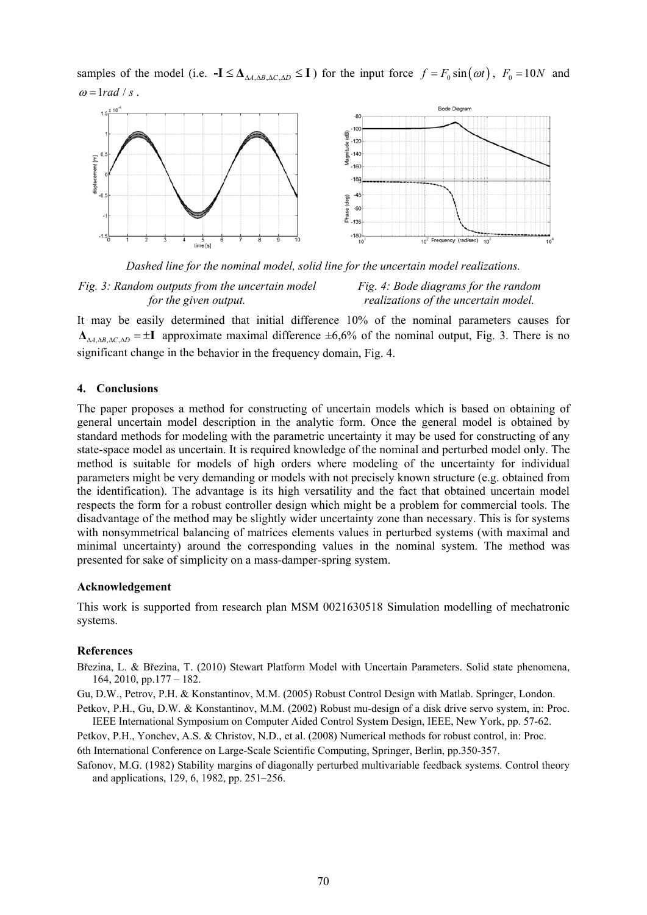samples of the model (i.e. $\mathbf{-I} \leq \mathbf{\Delta}_{\Delta A,\Delta B,\Delta C,\Delta D} \leq \mathbf{I}$ ) for the input force $f = F_0 \sin(\omega t)$, $F_0 = 10N$ and $\omega = 1 rad/s$.

$1.5 \times 10^{-6}$
1
0.5
0
-0.5
-1
-1.5
displacement [m]
0 1 2 3 4 5 6 7 8 9 10
time [s]

Bode Diagram
-80
-100
-120
-140
-160
-180
Magnitude (dB)
0
-45
-90
-135
-180
Phase (deg)
$10^1$ $10^2$ Frequency (rad/sec) $10^3$ $10^4$

*Dashed line for the nominal model, solid line for the uncertain model realizations.*

*Fig. 3: Random outputs from the uncertain model for the given output.*

*Fig. 4: Bode diagrams for the random realizations of the uncertain model.*

It may be easily determined that initial difference 10% of the nominal parameters causes for $\mathbf{\Delta}_{\Delta A,\Delta B,\Delta C,\Delta D} = \pm\mathbf{I}$ approximate maximal difference ±6,6% of the nominal output, Fig. 3. There is no significant change in the behavior in the frequency domain, Fig. 4.

## 4. Conclusions

The paper proposes a method for constructing of uncertain models which is based on obtaining of general uncertain model description in the analytic form. Once the general model is obtained by standard methods for modeling with the parametric uncertainty it may be used for constructing of any state-space model as uncertain. It is required knowledge of the nominal and perturbed model only. The method is suitable for models of high orders where modeling of the uncertainty for individual parameters might be very demanding or models with not precisely known structure (e.g. obtained from the identification). The advantage is its high versatility and the fact that obtained uncertain model respects the form for a robust controller design which might be a problem for commercial tools. The disadvantage of the method may be slightly wider uncertainty zone than necessary. This is for systems with nonsymmetrical balancing of matrices elements values in perturbed systems (with maximal and minimal uncertainty) around the corresponding values in the nominal system. The method was presented for sake of simplicity on a mass-damper-spring system.

### Acknowledgement

This work is supported from research plan MSM 0021630518 Simulation modelling of mechatronic systems.

### References

Březina, L. & Březina, T. (2010) Stewart Platform Model with Uncertain Parameters. Solid state phenomena, 164, 2010, pp.177 – 182.

Gu, D.W., Petrov, P.H. & Konstantinov, M.M. (2005) Robust Control Design with Matlab. Springer, London.

Petkov, P.H., Gu, D.W. & Konstantinov, M.M. (2002) Robust mu-design of a disk drive servo system, in: Proc. IEEE International Symposium on Computer Aided Control System Design, IEEE, New York, pp. 57-62.

Petkov, P.H., Yonchev, A.S. & Christov, N.D., et al. (2008) Numerical methods for robust control, in: Proc. 6th International Conference on Large-Scale Scientific Computing, Springer, Berlin, pp.350-357.

Safonov, M.G. (1982) Stability margins of diagonally perturbed multivariable feedback systems. Control theory and applications, 129, 6, 1982, pp. 251–256.